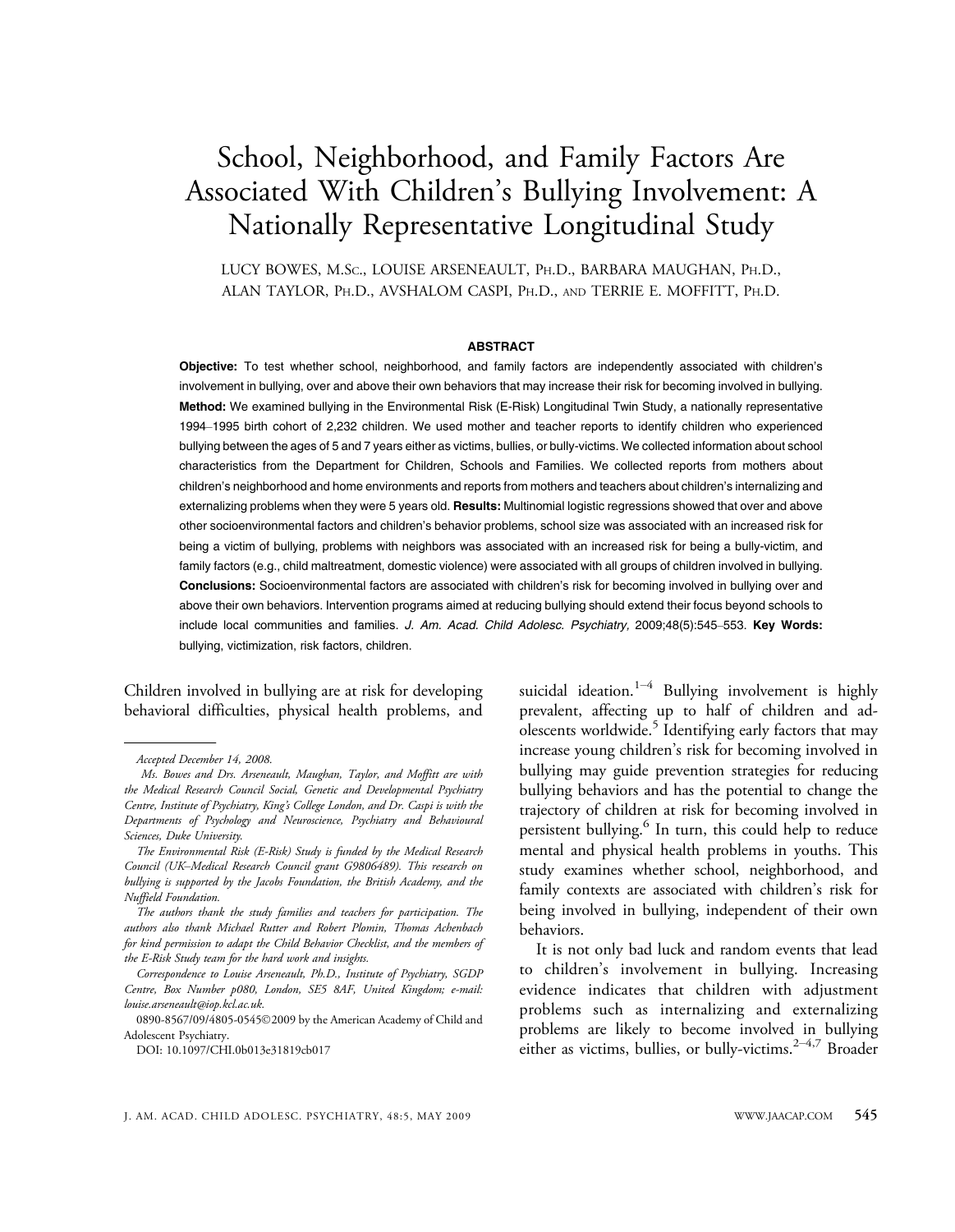# School, Neighborhood, and Family Factors Are Associated With Children's Bullying Involvement: A Nationally Representative Longitudinal Study

LUCY BOWES, M.SC., LOUISE ARSENEAULT, PH.D., BARBARA MAUGHAN, PH.D., ALAN TAYLOR, PH.D., AVSHALOM CASPI, PH.D., AND TERRIE E. MOFFITT, PH.D.

## ABSTRACT

**Objective:** To test whether school, neighborhood, and family factors are independently associated with children's involvement in bullying, over and above their own behaviors that may increase their risk for becoming involved in bullying. **Method:** We examined bullying in the Environmental Risk (E-Risk) Longitudinal Twin Study, a nationally representative 1994–1995 birth cohort of 2,232 children. We used mother and teacher reports to identify children who experienced bullying between the ages of 5 and 7 years either as victims, bullies, or bully-victims. We collected information about school characteristics from the Department for Children, Schools and Families. We collected reports from mothers about children's neighborhood and home environments and reports from mothers and teachers about children's internalizing and externalizing problems when they were 5 years old. **Results:** Multinomial logistic regressions showed that over and above other socioenvironmental factors and children's behavior problems, school size was associated with an increased risk for being a victim of bullying, problems with neighbors was associated with an increased risk for being a bully-victim, and family factors (e.g., child maltreatment, domestic violence) were associated with all groups of children involved in bullying. **Conclusions:** Socioenvironmental factors are associated with children's risk for becoming involved in bullying over and above their own behaviors. Intervention programs aimed at reducing bullying should extend their focus beyond schools to include local communities and families. *J. Am. Acad. Child Adolesc. Psychiatry,* 2009;48(5):545–553. **Key Words:** bullying, victimization, risk factors, children.

Children involved in bullying are at risk for developing behavioral difficulties, physical health problems, and suicidal ideation.[1–4] Bullying involvement is highly prevalent, affecting up to half of children and adolescents worldwide.[5] Identifying early factors that may increase young children's risk for becoming involved in bullying may guide prevention strategies for reducing bullying behaviors and has the potential to change the trajectory of children at risk for becoming involved in persistent bullying.[6] In turn, this could help to reduce mental and physical health problems in youths. This study examines whether school, neighborhood, and family contexts are associated with children's risk for being involved in bullying, independent of their own behaviors.

It is not only bad luck and random events that lead to children's involvement in bullying. Increasing evidence indicates that children with adjustment problems such as internalizing and externalizing problems are likely to become involved in bullying either as victims, bullies, or bully-victims.[2–4,7] Broader

---

*Accepted December 14, 2008.*

*Ms. Bowes and Drs. Arseneault, Maughan, Taylor, and Moffitt are with the Medical Research Council Social, Genetic and Developmental Psychiatry Centre, Institute of Psychiatry, King's College London, and Dr. Caspi is with the Departments of Psychology and Neuroscience, Psychiatry and Behavioural Sciences, Duke University.*

*The Environmental Risk (E-Risk) Study is funded by the Medical Research Council (UK–Medical Research Council grant G9806489). This research on bullying is supported by the Jacobs Foundation, the British Academy, and the Nuffield Foundation.*

*The authors thank the study families and teachers for participation. The authors also thank Michael Rutter and Robert Plomin, Thomas Achenbach for kind permission to adapt the Child Behavior Checklist, and the members of the E-Risk Study team for the hard work and insights.*

*Correspondence to Louise Arseneault, Ph.D., Institute of Psychiatry, SGDP Centre, Box Number p080, London, SE5 8AF, United Kingdom; e-mail: louise.arseneault@iop.kcl.ac.uk.*

0890-8567/09/4805-0545©2009 by the American Academy of Child and Adolescent Psychiatry.

DOI: 10.1097/CHI.0b013e31819cb017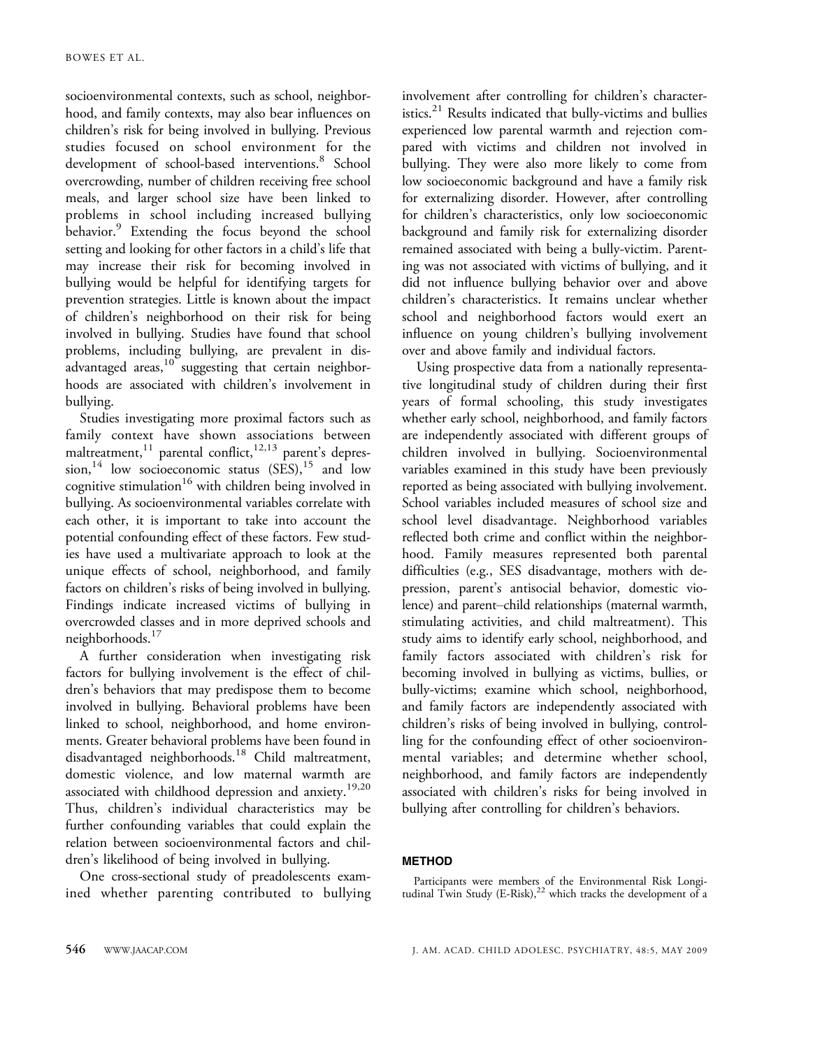socioenvironmental contexts, such as school, neighborhood, and family contexts, may also bear influences on children's risk for being involved in bullying. Previous studies focused on school environment for the development of school-based interventions.[8] School overcrowding, number of children receiving free school meals, and larger school size have been linked to problems in school including increased bullying behavior.[9] Extending the focus beyond the school setting and looking for other factors in a child's life that may increase their risk for becoming involved in bullying would be helpful for identifying targets for prevention strategies. Little is known about the impact of children's neighborhood on their risk for being involved in bullying. Studies have found that school problems, including bullying, are prevalent in disadvantaged areas,[10] suggesting that certain neighborhoods are associated with children's involvement in bullying.

Studies investigating more proximal factors such as family context have shown associations between maltreatment,[11] parental conflict,[12,13] parent's depression,[14] low socioeconomic status (SES),[15] and low cognitive stimulation[16] with children being involved in bullying. As socioenvironmental variables correlate with each other, it is important to take into account the potential confounding effect of these factors. Few studies have used a multivariate approach to look at the unique effects of school, neighborhood, and family factors on children's risks of being involved in bullying. Findings indicate increased victims of bullying in overcrowded classes and in more deprived schools and neighborhoods.[17]

A further consideration when investigating risk factors for bullying involvement is the effect of children's behaviors that may predispose them to become involved in bullying. Behavioral problems have been linked to school, neighborhood, and home environments. Greater behavioral problems have been found in disadvantaged neighborhoods.[18] Child maltreatment, domestic violence, and low maternal warmth are associated with childhood depression and anxiety.[19,20] Thus, children's individual characteristics may be further confounding variables that could explain the relation between socioenvironmental factors and children's likelihood of being involved in bullying.

One cross-sectional study of preadolescents examined whether parenting contributed to bullying involvement after controlling for children's characteristics.[21] Results indicated that bully-victims and bullies experienced low parental warmth and rejection compared with victims and children not involved in bullying. They were also more likely to come from low socioeconomic background and have a family risk for externalizing disorder. However, after controlling for children's characteristics, only low socioeconomic background and family risk for externalizing disorder remained associated with being a bully-victim. Parenting was not associated with victims of bullying, and it did not influence bullying behavior over and above children's characteristics. It remains unclear whether school and neighborhood factors would exert an influence on young children's bullying involvement over and above family and individual factors.

Using prospective data from a nationally representative longitudinal study of children during their first years of formal schooling, this study investigates whether early school, neighborhood, and family factors are independently associated with different groups of children involved in bullying. Socioenvironmental variables examined in this study have been previously reported as being associated with bullying involvement. School variables included measures of school size and school level disadvantage. Neighborhood variables reflected both crime and conflict within the neighborhood. Family measures represented both parental difficulties (e.g., SES disadvantage, mothers with depression, parent's antisocial behavior, domestic violence) and parent–child relationships (maternal warmth, stimulating activities, and child maltreatment). This study aims to identify early school, neighborhood, and family factors associated with children's risk for becoming involved in bullying as victims, bullies, or bully-victims; examine which school, neighborhood, and family factors are independently associated with children's risks of being involved in bullying, controlling for the confounding effect of other socioenvironmental variables; and determine whether school, neighborhood, and family factors are independently associated with children's risks for being involved in bullying after controlling for children's behaviors.

## METHOD

Participants were members of the Environmental Risk Longitudinal Twin Study (E-Risk),[22] which tracks the development of a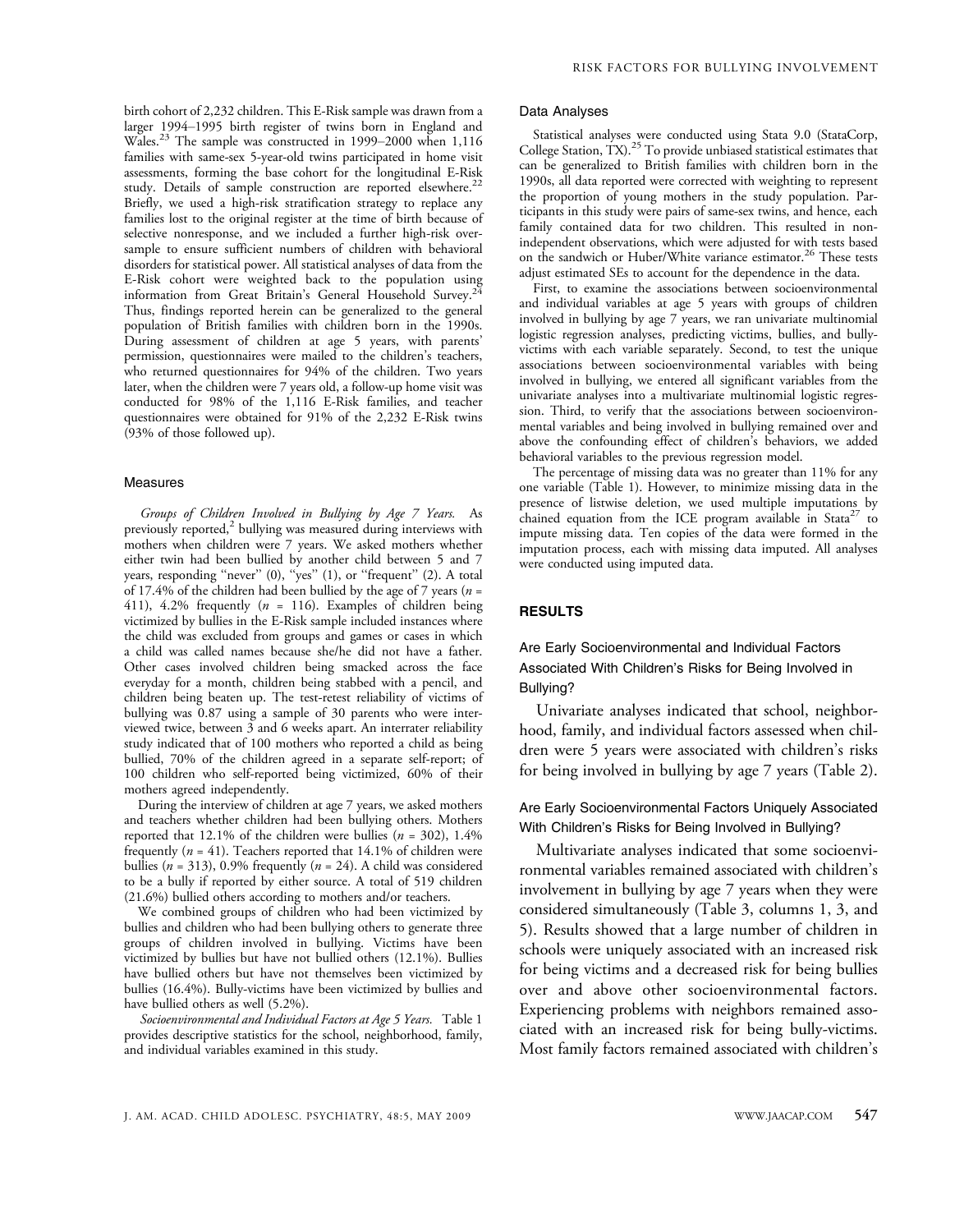birth cohort of 2,232 children. This E-Risk sample was drawn from a larger 1994–1995 birth register of twins born in England and Wales.[23] The sample was constructed in 1999–2000 when 1,116 families with same-sex 5-year-old twins participated in home visit assessments, forming the base cohort for the longitudinal E-Risk study. Details of sample construction are reported elsewhere.[22] Briefly, we used a high-risk stratification strategy to replace any families lost to the original register at the time of birth because of selective nonresponse, and we included a further high-risk oversample to ensure sufficient numbers of children with behavioral disorders for statistical power. All statistical analyses of data from the E-Risk cohort were weighted back to the population using information from Great Britain's General Household Survey.[24] Thus, findings reported herein can be generalized to the general population of British families with children born in the 1990s. During assessment of children at age 5 years, with parents' permission, questionnaires were mailed to the children's teachers, who returned questionnaires for 94% of the children. Two years later, when the children were 7 years old, a follow-up home visit was conducted for 98% of the 1,116 E-Risk families, and teacher questionnaires were obtained for 91% of the 2,232 E-Risk twins (93% of those followed up).

### Measures

*Groups of Children Involved in Bullying by Age 7 Years.* As previously reported,[2] bullying was measured during interviews with mothers when children were 7 years. We asked mothers whether either twin had been bullied by another child between 5 and 7 years, responding "never" (0), "yes" (1), or "frequent" (2). A total of 17.4% of the children had been bullied by the age of 7 years ($n$ = 411), 4.2% frequently ($n$ = 116). Examples of children being victimized by bullies in the E-Risk sample included instances where the child was excluded from groups and games or cases in which a child was called names because she/he did not have a father. Other cases involved children being smacked across the face everyday for a month, children being stabbed with a pencil, and children being beaten up. The test-retest reliability of victims of bullying was 0.87 using a sample of 30 parents who were interviewed twice, between 3 and 6 weeks apart. An interrater reliability study indicated that of 100 mothers who reported a child as being bullied, 70% of the children agreed in a separate self-report; of 100 children who self-reported being victimized, 60% of their mothers agreed independently.

During the interview of children at age 7 years, we asked mothers and teachers whether children had been bullying others. Mothers reported that 12.1% of the children were bullies ($n$ = 302), 1.4% frequently ($n$ = 41). Teachers reported that 14.1% of children were bullies ($n$ = 313), 0.9% frequently ($n$ = 24). A child was considered to be a bully if reported by either source. A total of 519 children (21.6%) bullied others according to mothers and/or teachers.

We combined groups of children who had been victimized by bullies and children who had been bullying others to generate three groups of children involved in bullying. Victims have been victimized by bullies but have not bullied others (12.1%). Bullies have bullied others but have not themselves been victimized by bullies (16.4%). Bully-victims have been victimized by bullies and have bullied others as well (5.2%).

*Socioenvironmental and Individual Factors at Age 5 Years.* Table 1 provides descriptive statistics for the school, neighborhood, family, and individual variables examined in this study.

### Data Analyses

Statistical analyses were conducted using Stata 9.0 (StataCorp, College Station, TX).[25] To provide unbiased statistical estimates that can be generalized to British families with children born in the 1990s, all data reported were corrected with weighting to represent the proportion of young mothers in the study population. Participants in this study were pairs of same-sex twins, and hence, each family contained data for two children. This resulted in nonindependent observations, which were adjusted for with tests based on the sandwich or Huber/White variance estimator.[26] These tests adjust estimated SEs to account for the dependence in the data.

First, to examine the associations between socioenvironmental and individual variables at age 5 years with groups of children involved in bullying by age 7 years, we ran univariate multinomial logistic regression analyses, predicting victims, bullies, and bully-victims with each variable separately. Second, to test the unique associations between socioenvironmental variables with being involved in bullying, we entered all significant variables from the univariate analyses into a multivariate multinomial logistic regression. Third, to verify that the associations between socioenvironmental variables and being involved in bullying remained over and above the confounding effect of children's behaviors, we added behavioral variables to the previous regression model.

The percentage of missing data was no greater than 11% for any one variable (Table 1). However, to minimize missing data in the presence of listwise deletion, we used multiple imputations by chained equation from the ICE program available in Stata[27] to impute missing data. Ten copies of the data were formed in the imputation process, each with missing data imputed. All analyses were conducted using imputed data.

## RESULTS

### Are Early Socioenvironmental and Individual Factors Associated With Children's Risks for Being Involved in Bullying?

Univariate analyses indicated that school, neighborhood, family, and individual factors assessed when children were 5 years were associated with children's risks for being involved in bullying by age 7 years (Table 2).

### Are Early Socioenvironmental Factors Uniquely Associated With Children's Risks for Being Involved in Bullying?

Multivariate analyses indicated that some socioenvironmental variables remained associated with children's involvement in bullying by age 7 years when they were considered simultaneously (Table 3, columns 1, 3, and 5). Results showed that a large number of children in schools were uniquely associated with an increased risk for being victims and a decreased risk for being bullies over and above other socioenvironmental factors. Experiencing problems with neighbors remained associated with an increased risk for being bully-victims. Most family factors remained associated with children's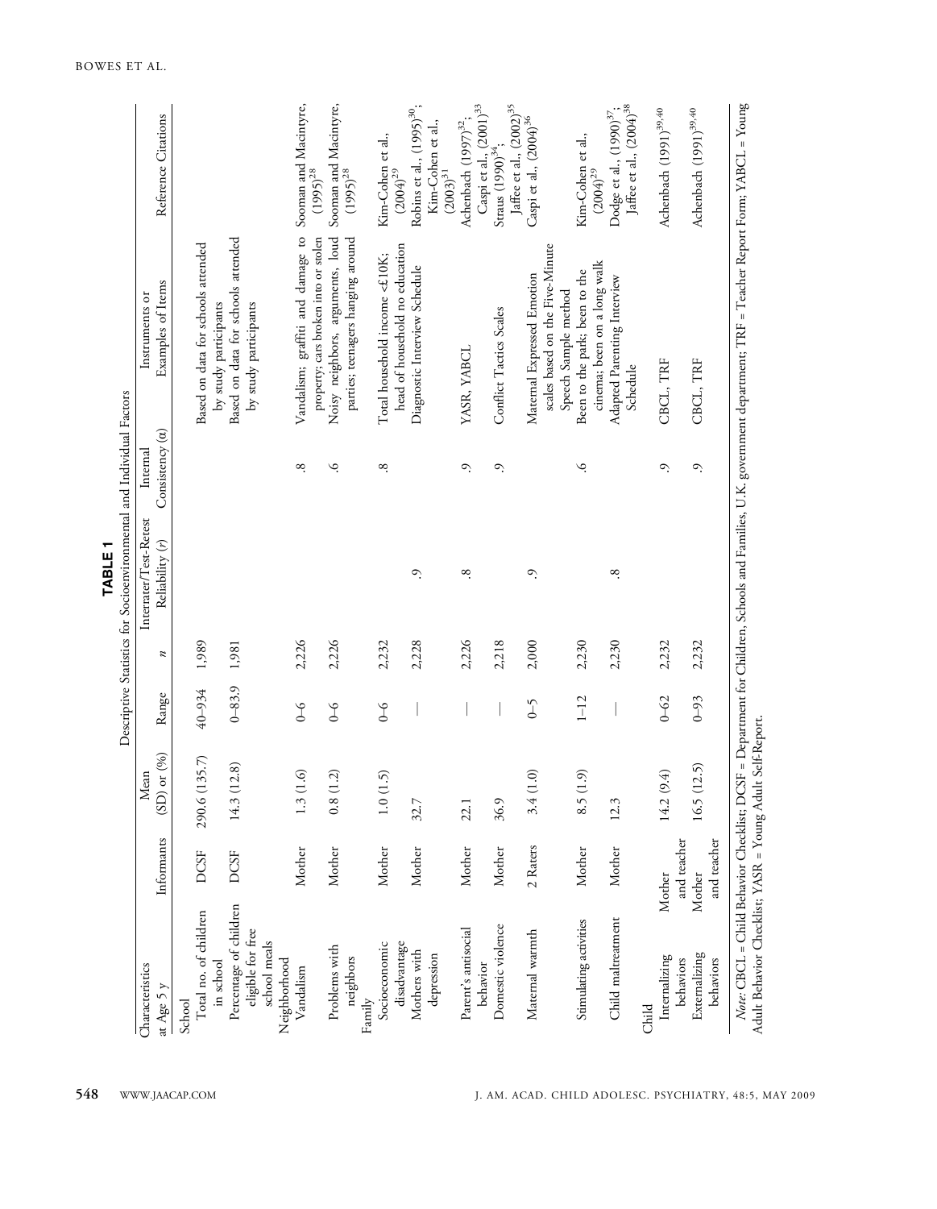**TABLE 1**

Descriptive Statistics for Socioenvironmental and Individual Factors

| Characteristics at Age 5 y | Informants | Mean (SD) or (%) | Range | $n$ | Interrater/Test-Retest Reliability ($r$) | Internal Consistency ($\alpha$) | Instruments or Examples of Items | Reference Citations |
|---|---|---|---|---|---|---|---|---|
| **School** | | | | | | | | |
| Total no. of children in school | DCSF | 290.6 (135.7) | 40–934 | 1,989 | | | Based on data for schools attended by study participants | |
| Percentage of children eligible for free school meals | DCSF | 14.3 (12.8) | 0–83.9 | 1,981 | | | Based on data for schools attended by study participants | |
| **Neighborhood** | | | | | | | | |
| Vandalism | Mother | 1.3 (1.6) | 0–6 | 2,226 | | .8 | Vandalism; graffiti and damage to property; cars broken into or stolen | Sooman and Macintyre, (1995)[28] |
| Problems with neighbors | Mother | 0.8 (1.2) | 0–6 | 2,226 | | .6 | Noisy neighbors, arguments, loud parties; teenagers hanging around | Sooman and Macintyre, (1995)[28] |
| **Family** | | | | | | | | |
| Socioeconomic disadvantage | Mother | 1.0 (1.5) | 0–6 | 2,232 | | .8 | Total household income <£10K; head of household no education | Kim-Cohen et al., (2004)[29] |
| Mothers with depression | Mother | 32.7 | — | 2,228 | .9 | | Diagnostic Interview Schedule | Robins et al., (1995)[30]; Kim-Cohen et al., (2003)[31] |
| Parent's antisocial behavior | Mother | 22.1 | — | 2,226 | .8 | .9 | YASR, YABCL | Achenbach (1997)[32]; Caspi et al., (2001)[33] |
| Domestic violence | Mother | 36.9 | — | 2,218 | | .9 | Conflict Tactics Scales | Straus (1990)[34]; Jaffee et al., (2002)[35] |
| Maternal warmth | 2 Raters | 3.4 (1.0) | 0–5 | 2,000 | .9 | | Maternal Expressed Emotion scales based on the Five-Minute Speech Sample method | Caspi et al., (2004)[36] |
| Stimulating activities | Mother | 8.5 (1.9) | 1–12 | 2,230 | | .6 | Been to the park; been to the cinema; been on a long walk | Kim-Cohen et al., (2004)[29] |
| Child maltreatment | Mother | 12.3 | — | 2,230 | .8 | | Adapted Parenting Interview Schedule | Dodge et al., (1990)[37]; Jaffee et al., (2004)[38] |
| **Child** | | | | | | | | |
| Internalizing behaviors | Mother and teacher | 14.2 (9.4) | 0–62 | 2,232 | | .9 | CBCL, TRF | Achenbach (1991)[39,40] |
| Externalizing behaviors | Mother and teacher | 16.5 (12.5) | 0–93 | 2,232 | | .9 | CBCL, TRF | Achenbach (1991)[39,40] |

*Note*: CBCL = Child Behavior Checklist; DCSF = Department for Children, Schools and Families, U.K. government department; TRF = Teacher Report Form; YABCL = Young Adult Behavior Checklist; YASR = Young Adult Self-Report.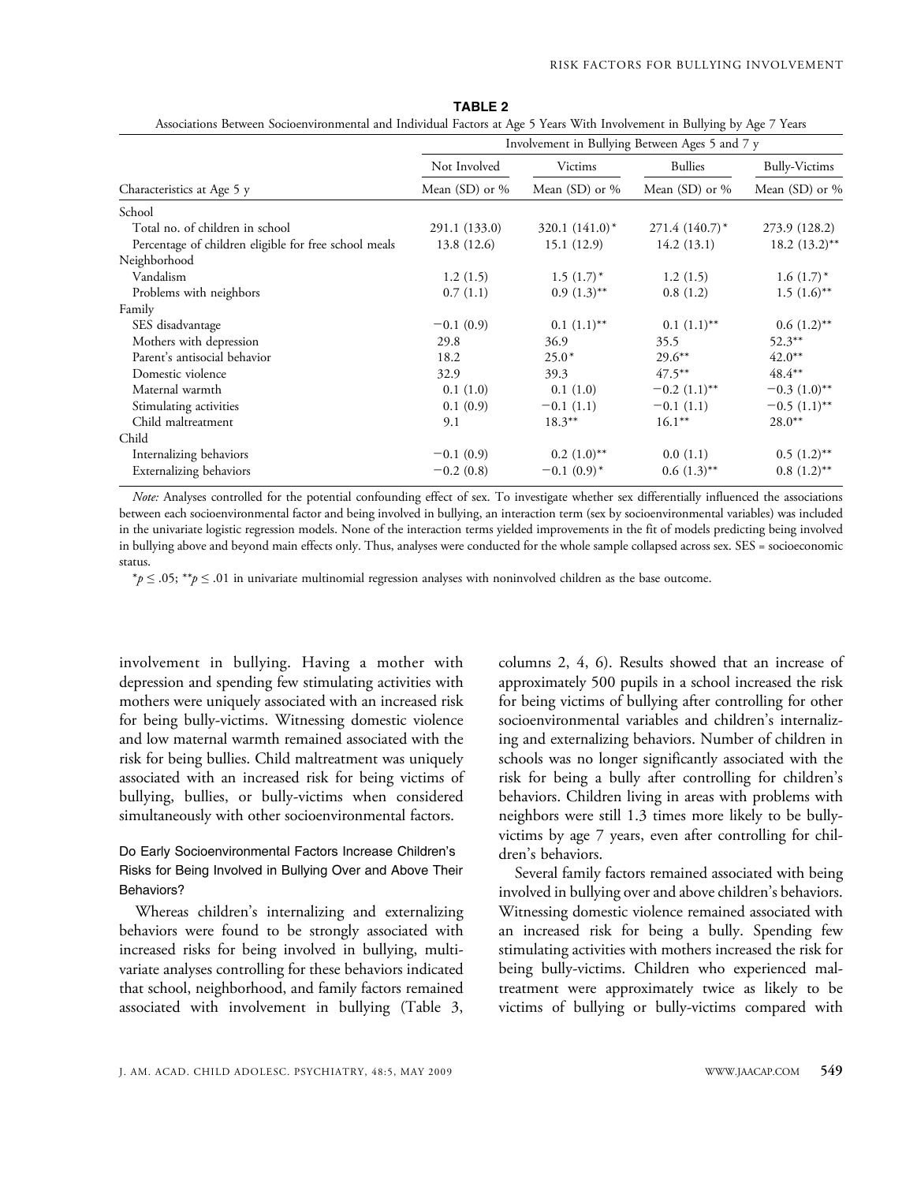**TABLE 2**

Associations Between Socioenvironmental and Individual Factors at Age 5 Years With Involvement in Bullying by Age 7 Years

| | Involvement in Bullying Between Ages 5 and 7 y | | | |
|---|---|---|---|---|
| | Not Involved | Victims | Bullies | Bully-Victims |
| Characteristics at Age 5 y | Mean (SD) or % | Mean (SD) or % | Mean (SD) or % | Mean (SD) or % |
| School | | | | |
| Total no. of children in school | 291.1 (133.0) | 320.1 (141.0)* | 271.4 (140.7)* | 273.9 (128.2) |
| Percentage of children eligible for free school meals | 13.8 (12.6) | 15.1 (12.9) | 14.2 (13.1) | 18.2 (13.2)** |
| Neighborhood | | | | |
| Vandalism | 1.2 (1.5) | 1.5 (1.7)* | 1.2 (1.5) | 1.6 (1.7)* |
| Problems with neighbors | 0.7 (1.1) | 0.9 (1.3)** | 0.8 (1.2) | 1.5 (1.6)** |
| Family | | | | |
| SES disadvantage | −0.1 (0.9) | 0.1 (1.1)** | 0.1 (1.1)** | 0.6 (1.2)** |
| Mothers with depression | 29.8 | 36.9 | 35.5 | 52.3** |
| Parent's antisocial behavior | 18.2 | 25.0* | 29.6** | 42.0** |
| Domestic violence | 32.9 | 39.3 | 47.5** | 48.4** |
| Maternal warmth | 0.1 (1.0) | 0.1 (1.0) | −0.2 (1.1)** | −0.3 (1.0)** |
| Stimulating activities | 0.1 (0.9) | −0.1 (1.1) | −0.1 (1.1) | −0.5 (1.1)** |
| Child maltreatment | 9.1 | 18.3** | 16.1** | 28.0** |
| Child | | | | |
| Internalizing behaviors | −0.1 (0.9) | 0.2 (1.0)** | 0.0 (1.1) | 0.5 (1.2)** |
| Externalizing behaviors | −0.2 (0.8) | −0.1 (0.9)* | 0.6 (1.3)** | 0.8 (1.2)** |

*Note:* Analyses controlled for the potential confounding effect of sex. To investigate whether sex differentially influenced the associations between each socioenvironmental factor and being involved in bullying, an interaction term (sex by socioenvironmental variables) was included in the univariate logistic regression models. None of the interaction terms yielded improvements in the fit of models predicting being involved in bullying above and beyond main effects only. Thus, analyses were conducted for the whole sample collapsed across sex. SES = socioeconomic status.

*$p \leq .05$; **$p \leq .01$ in univariate multinomial regression analyses with noninvolved children as the base outcome.

involvement in bullying. Having a mother with depression and spending few stimulating activities with mothers were uniquely associated with an increased risk for being bully-victims. Witnessing domestic violence and low maternal warmth remained associated with the risk for being bullies. Child maltreatment was uniquely associated with an increased risk for being victims of bullying, bullies, or bully-victims when considered simultaneously with other socioenvironmental factors.

### Do Early Socioenvironmental Factors Increase Children's Risks for Being Involved in Bullying Over and Above Their Behaviors?

Whereas children's internalizing and externalizing behaviors were found to be strongly associated with increased risks for being involved in bullying, multivariate analyses controlling for these behaviors indicated that school, neighborhood, and family factors remained associated with involvement in bullying (Table 3, columns 2, 4, 6). Results showed that an increase of approximately 500 pupils in a school increased the risk for being victims of bullying after controlling for other socioenvironmental variables and children's internalizing and externalizing behaviors. Number of children in schools was no longer significantly associated with the risk for being a bully after controlling for children's behaviors. Children living in areas with problems with neighbors were still 1.3 times more likely to be bully-victims by age 7 years, even after controlling for children's behaviors.

Several family factors remained associated with being involved in bullying over and above children's behaviors. Witnessing domestic violence remained associated with an increased risk for being a bully. Spending few stimulating activities with mothers increased the risk for being bully-victims. Children who experienced maltreatment were approximately twice as likely to be victims of bullying or bully-victims compared with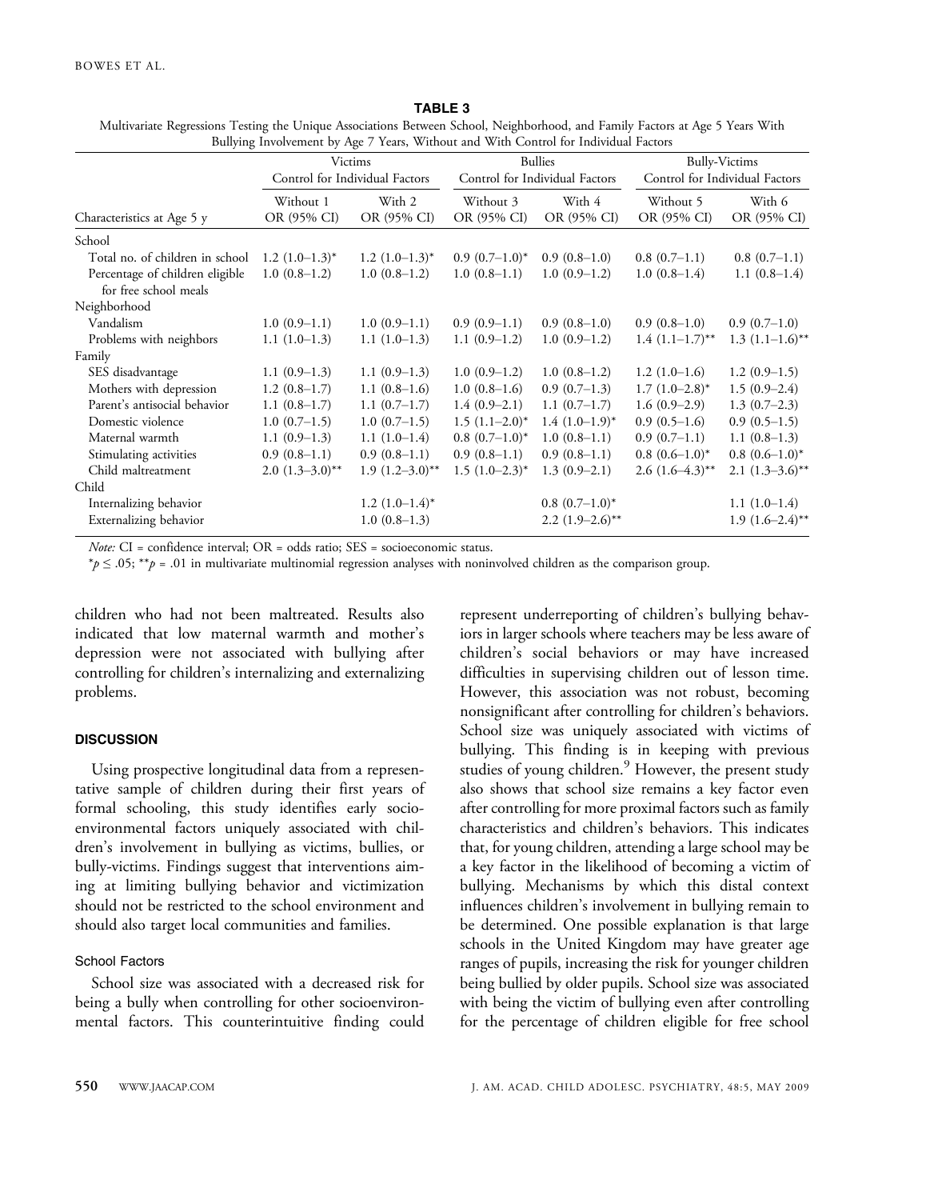**TABLE 3**

Multivariate Regressions Testing the Unique Associations Between School, Neighborhood, and Family Factors at Age 5 Years With Bullying Involvement by Age 7 Years, Without and With Control for Individual Factors

| | Victims Control for Individual Factors | | Bullies Control for Individual Factors | | Bully-Victims Control for Individual Factors | |
|---|---|---|---|---|---|---|
| Characteristics at Age 5 y | Without 1 OR (95% CI) | With 2 OR (95% CI) | Without 3 OR (95% CI) | With 4 OR (95% CI) | Without 5 OR (95% CI) | With 6 OR (95% CI) |
| School | | | | | | |
| Total no. of children in school | 1.2 (1.0–1.3)* | 1.2 (1.0–1.3)* | 0.9 (0.7–1.0)* | 0.9 (0.8–1.0) | 0.8 (0.7–1.1) | 0.8 (0.7–1.1) |
| Percentage of children eligible for free school meals | 1.0 (0.8–1.2) | 1.0 (0.8–1.2) | 1.0 (0.8–1.1) | 1.0 (0.9–1.2) | 1.0 (0.8–1.4) | 1.1 (0.8–1.4) |
| Neighborhood | | | | | | |
| Vandalism | 1.0 (0.9–1.1) | 1.0 (0.9–1.1) | 0.9 (0.9–1.1) | 0.9 (0.8–1.0) | 0.9 (0.8–1.0) | 0.9 (0.7–1.0) |
| Problems with neighbors | 1.1 (1.0–1.3) | 1.1 (1.0–1.3) | 1.1 (0.9–1.2) | 1.0 (0.9–1.2) | 1.4 (1.1–1.7)** | 1.3 (1.1–1.6)** |
| Family | | | | | | |
| SES disadvantage | 1.1 (0.9–1.3) | 1.1 (0.9–1.3) | 1.0 (0.9–1.2) | 1.0 (0.8–1.2) | 1.2 (1.0–1.6) | 1.2 (0.9–1.5) |
| Mothers with depression | 1.2 (0.8–1.7) | 1.1 (0.8–1.6) | 1.0 (0.8–1.6) | 0.9 (0.7–1.3) | 1.7 (1.0–2.8)* | 1.5 (0.9–2.4) |
| Parent's antisocial behavior | 1.1 (0.8–1.7) | 1.1 (0.7–1.7) | 1.4 (0.9–2.1) | 1.1 (0.7–1.7) | 1.6 (0.9–2.9) | 1.3 (0.7–2.3) |
| Domestic violence | 1.0 (0.7–1.5) | 1.0 (0.7–1.5) | 1.5 (1.1–2.0)* | 1.4 (1.0–1.9)* | 0.9 (0.5–1.6) | 0.9 (0.5–1.5) |
| Maternal warmth | 1.1 (0.9–1.3) | 1.1 (1.0–1.4) | 0.8 (0.7–1.0)* | 1.0 (0.8–1.1) | 0.9 (0.7–1.1) | 1.1 (0.8–1.3) |
| Stimulating activities | 0.9 (0.8–1.1) | 0.9 (0.8–1.1) | 0.9 (0.8–1.1) | 0.9 (0.8–1.1) | 0.8 (0.6–1.0)* | 0.8 (0.6–1.0)* |
| Child maltreatment | 2.0 (1.3–3.0)** | 1.9 (1.2–3.0)** | 1.5 (1.0–2.3)* | 1.3 (0.9–2.1) | 2.6 (1.6–4.3)** | 2.1 (1.3–3.6)** |
| Child | | | | | | |
| Internalizing behavior | | 1.2 (1.0–1.4)* | | 0.8 (0.7–1.0)* | | 1.1 (1.0–1.4) |
| Externalizing behavior | | 1.0 (0.8–1.3) | | 2.2 (1.9–2.6)** | | 1.9 (1.6–2.4)** |

*Note:* CI = confidence interval; OR = odds ratio; SES = socioeconomic status.

*$p \leq .05$; **$p = .01$ in multivariate multinomial regression analyses with noninvolved children as the comparison group.

children who had not been maltreated. Results also indicated that low maternal warmth and mother's depression were not associated with bullying after controlling for children's internalizing and externalizing problems.

## DISCUSSION

Using prospective longitudinal data from a representative sample of children during their first years of formal schooling, this study identifies early socioenvironmental factors uniquely associated with children's involvement in bullying as victims, bullies, or bully-victims. Findings suggest that interventions aiming at limiting bullying behavior and victimization should not be restricted to the school environment and should also target local communities and families.

### School Factors

School size was associated with a decreased risk for being a bully when controlling for other socioenvironmental factors. This counterintuitive finding could represent underreporting of children's bullying behaviors in larger schools where teachers may be less aware of children's social behaviors or may have increased difficulties in supervising children out of lesson time. However, this association was not robust, becoming nonsignificant after controlling for children's behaviors. School size was uniquely associated with victims of bullying. This finding is in keeping with previous studies of young children.[9] However, the present study also shows that school size remains a key factor even after controlling for more proximal factors such as family characteristics and children's behaviors. This indicates that, for young children, attending a large school may be a key factor in the likelihood of becoming a victim of bullying. Mechanisms by which this distal context influences children's involvement in bullying remain to be determined. One possible explanation is that large schools in the United Kingdom may have greater age ranges of pupils, increasing the risk for younger children being bullied by older pupils. School size was associated with being the victim of bullying even after controlling for the percentage of children eligible for free school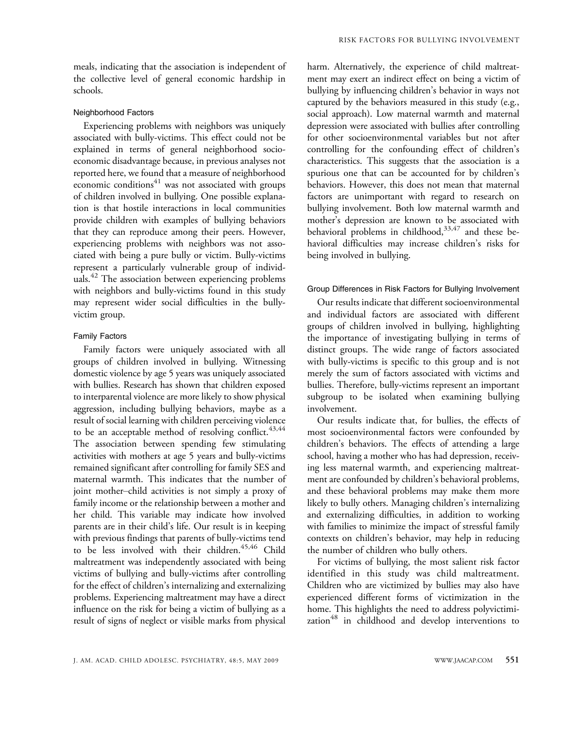meals, indicating that the association is independent of the collective level of general economic hardship in schools.

### Neighborhood Factors

Experiencing problems with neighbors was uniquely associated with bully-victims. This effect could not be explained in terms of general neighborhood socioeconomic disadvantage because, in previous analyses not reported here, we found that a measure of neighborhood economic conditions[41] was not associated with groups of children involved in bullying. One possible explanation is that hostile interactions in local communities provide children with examples of bullying behaviors that they can reproduce among their peers. However, experiencing problems with neighbors was not associated with being a pure bully or victim. Bully-victims represent a particularly vulnerable group of individuals.[42] The association between experiencing problems with neighbors and bully-victims found in this study may represent wider social difficulties in the bully-victim group.

### Family Factors

Family factors were uniquely associated with all groups of children involved in bullying. Witnessing domestic violence by age 5 years was uniquely associated with bullies. Research has shown that children exposed to interparental violence are more likely to show physical aggression, including bullying behaviors, maybe as a result of social learning with children perceiving violence to be an acceptable method of resolving conflict.[43,44] The association between spending few stimulating activities with mothers at age 5 years and bully-victims remained significant after controlling for family SES and maternal warmth. This indicates that the number of joint mother–child activities is not simply a proxy of family income or the relationship between a mother and her child. This variable may indicate how involved parents are in their child's life. Our result is in keeping with previous findings that parents of bully-victims tend to be less involved with their children.[45,46] Child maltreatment was independently associated with being victims of bullying and bully-victims after controlling for the effect of children's internalizing and externalizing problems. Experiencing maltreatment may have a direct influence on the risk for being a victim of bullying as a result of signs of neglect or visible marks from physical harm. Alternatively, the experience of child maltreatment may exert an indirect effect on being a victim of bullying by influencing children's behavior in ways not captured by the behaviors measured in this study (e.g., social approach). Low maternal warmth and maternal depression were associated with bullies after controlling for other socioenvironmental variables but not after controlling for the confounding effect of children's characteristics. This suggests that the association is a spurious one that can be accounted for by children's behaviors. However, this does not mean that maternal factors are unimportant with regard to research on bullying involvement. Both low maternal warmth and mother's depression are known to be associated with behavioral problems in childhood,[33,47] and these behavioral difficulties may increase children's risks for being involved in bullying.

### Group Differences in Risk Factors for Bullying Involvement

Our results indicate that different socioenvironmental and individual factors are associated with different groups of children involved in bullying, highlighting the importance of investigating bullying in terms of distinct groups. The wide range of factors associated with bully-victims is specific to this group and is not merely the sum of factors associated with victims and bullies. Therefore, bully-victims represent an important subgroup to be isolated when examining bullying involvement.

Our results indicate that, for bullies, the effects of most socioenvironmental factors were confounded by children's behaviors. The effects of attending a large school, having a mother who has had depression, receiving less maternal warmth, and experiencing maltreatment are confounded by children's behavioral problems, and these behavioral problems may make them more likely to bully others. Managing children's internalizing and externalizing difficulties, in addition to working with families to minimize the impact of stressful family contexts on children's behavior, may help in reducing the number of children who bully others.

For victims of bullying, the most salient risk factor identified in this study was child maltreatment. Children who are victimized by bullies may also have experienced different forms of victimization in the home. This highlights the need to address polyvictimization[48] in childhood and develop interventions to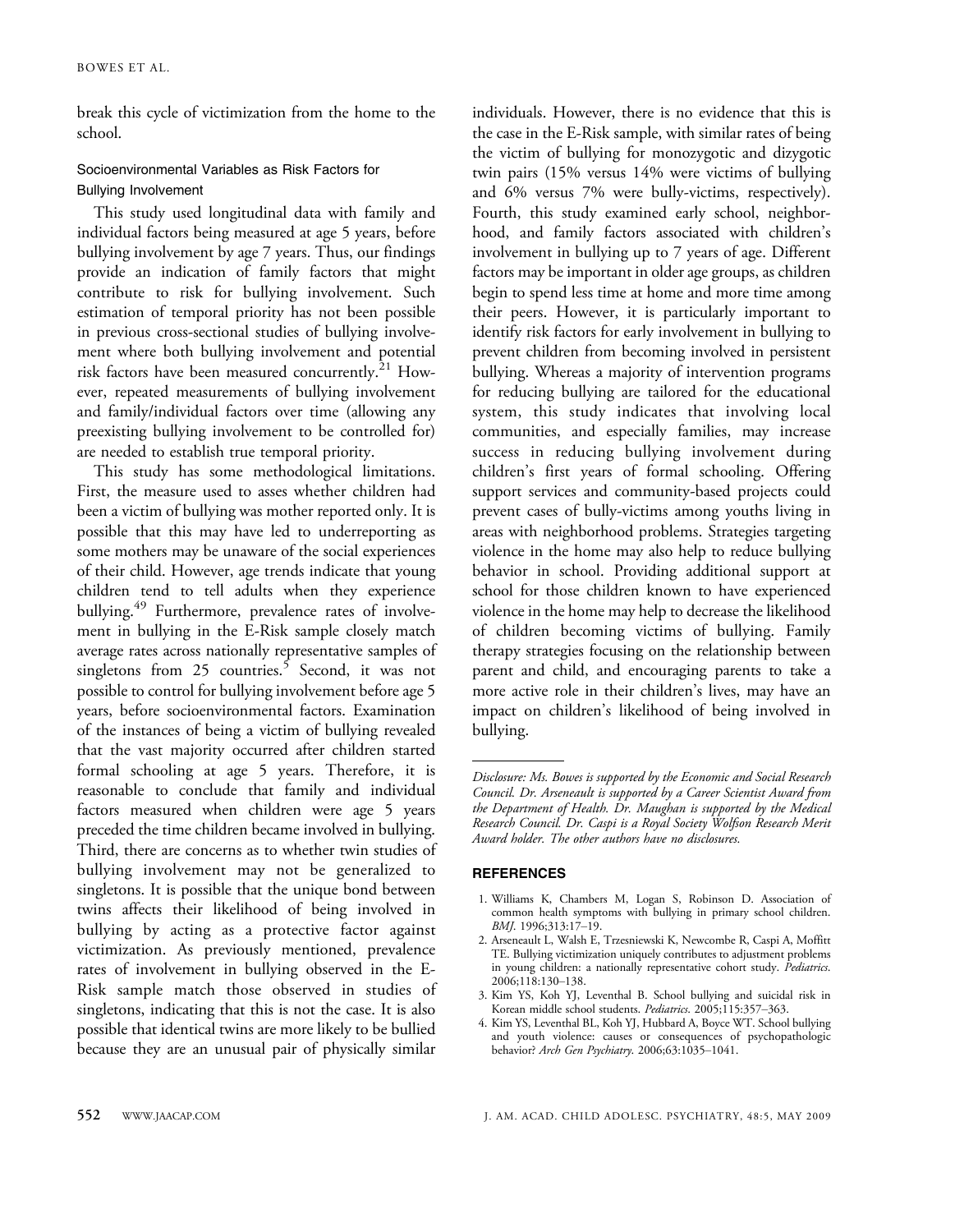break this cycle of victimization from the home to the school.

### Socioenvironmental Variables as Risk Factors for Bullying Involvement

This study used longitudinal data with family and individual factors being measured at age 5 years, before bullying involvement by age 7 years. Thus, our findings provide an indication of family factors that might contribute to risk for bullying involvement. Such estimation of temporal priority has not been possible in previous cross-sectional studies of bullying involvement where both bullying involvement and potential risk factors have been measured concurrently.[21] However, repeated measurements of bullying involvement and family/individual factors over time (allowing any preexisting bullying involvement to be controlled for) are needed to establish true temporal priority.

This study has some methodological limitations. First, the measure used to asses whether children had been a victim of bullying was mother reported only. It is possible that this may have led to underreporting as some mothers may be unaware of the social experiences of their child. However, age trends indicate that young children tend to tell adults when they experience bullying.[49] Furthermore, prevalence rates of involvement in bullying in the E-Risk sample closely match average rates across nationally representative samples of singletons from 25 countries.[5] Second, it was not possible to control for bullying involvement before age 5 years, before socioenvironmental factors. Examination of the instances of being a victim of bullying revealed that the vast majority occurred after children started formal schooling at age 5 years. Therefore, it is reasonable to conclude that family and individual factors measured when children were age 5 years preceded the time children became involved in bullying. Third, there are concerns as to whether twin studies of bullying involvement may not be generalized to singletons. It is possible that the unique bond between twins affects their likelihood of being involved in bullying by acting as a protective factor against victimization. As previously mentioned, prevalence rates of involvement in bullying observed in the E-Risk sample match those observed in studies of singletons, indicating that this is not the case. It is also possible that identical twins are more likely to be bullied because they are an unusual pair of physically similar individuals. However, there is no evidence that this is the case in the E-Risk sample, with similar rates of being the victim of bullying for monozygotic and dizygotic twin pairs (15% versus 14% were victims of bullying and 6% versus 7% were bully-victims, respectively). Fourth, this study examined early school, neighborhood, and family factors associated with children's involvement in bullying up to 7 years of age. Different factors may be important in older age groups, as children begin to spend less time at home and more time among their peers. However, it is particularly important to identify risk factors for early involvement in bullying to prevent children from becoming involved in persistent bullying. Whereas a majority of intervention programs for reducing bullying are tailored for the educational system, this study indicates that involving local communities, and especially families, may increase success in reducing bullying involvement during children's first years of formal schooling. Offering support services and community-based projects could prevent cases of bully-victims among youths living in areas with neighborhood problems. Strategies targeting violence in the home may also help to reduce bullying behavior in school. Providing additional support at school for those children known to have experienced violence in the home may help to decrease the likelihood of children becoming victims of bullying. Family therapy strategies focusing on the relationship between parent and child, and encouraging parents to take a more active role in their children's lives, may have an impact on children's likelihood of being involved in bullying.

*Disclosure: Ms. Bowes is supported by the Economic and Social Research Council. Dr. Arseneault is supported by a Career Scientist Award from the Department of Health. Dr. Maughan is supported by the Medical Research Council. Dr. Caspi is a Royal Society Wolfson Research Merit Award holder. The other authors have no disclosures.*

## REFERENCES

1. Williams K, Chambers M, Logan S, Robinson D. Association of common health symptoms with bullying in primary school children. *BMJ*. 1996;313:17–19.
2. Arseneault L, Walsh E, Trzesniewski K, Newcombe R, Caspi A, Moffitt TE. Bullying victimization uniquely contributes to adjustment problems in young children: a nationally representative cohort study. *Pediatrics*. 2006;118:130–138.
3. Kim YS, Koh YJ, Leventhal B. School bullying and suicidal risk in Korean middle school students. *Pediatrics*. 2005;115:357–363.
4. Kim YS, Leventhal BL, Koh YJ, Hubbard A, Boyce WT. School bullying and youth violence: causes or consequences of psychopathologic behavior? *Arch Gen Psychiatry*. 2006;63:1035–1041.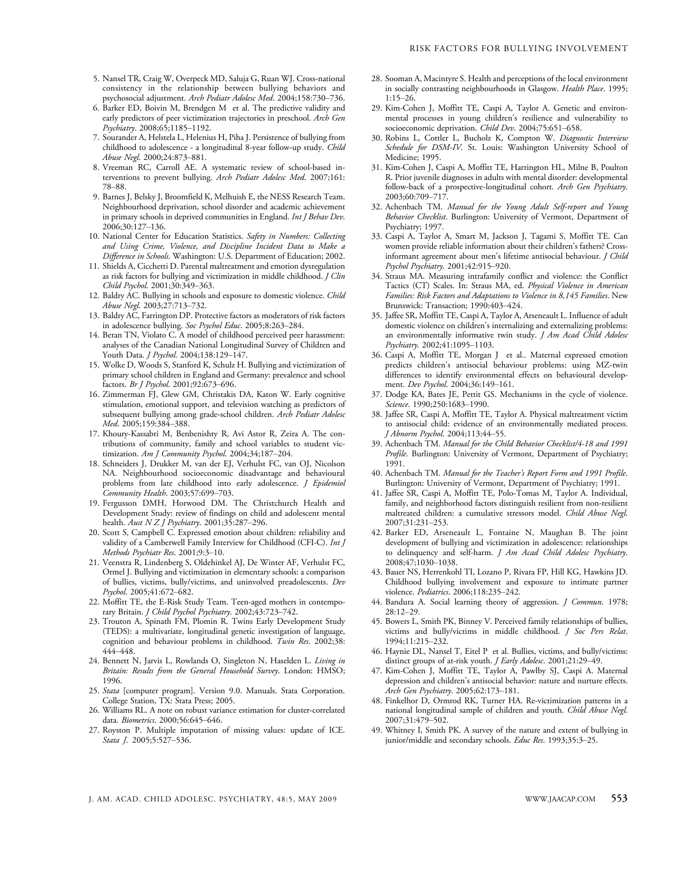5. Nansel TR, Craig W, Overpeck MD, Saluja G, Ruan WJ. Cross-national consistency in the relationship between bullying behaviors and psychosocial adjustment. *Arch Pediatr Adolesc Med*. 2004;158:730–736.
6. Barker ED, Boivin M, Brendgen M et al. The predictive validity and early predictors of peer victimization trajectories in preschool. *Arch Gen Psychiatry*. 2008;65;1185–1192.
7. Sourander A, Helstela L, Helenius H, Piha J. Persistence of bullying from childhood to adolescence - a longitudinal 8-year follow-up study. *Child Abuse Negl*. 2000;24:873–881.
8. Vreeman RC, Carroll AE. A systematic review of school-based interventions to prevent bullying. *Arch Pediatr Adolesc Med*. 2007;161: 78–88.
9. Barnes J, Belsky J, Broomfield K, Melhuish E, the NESS Research Team. Neighbourhood deprivation, school disorder and academic achievement in primary schools in deprived communities in England. *Int J Behav Dev*. 2006;30:127–136.
10. National Center for Education Statistics. *Safety in Numbers: Collecting and Using Crime, Violence, and Discipline Incident Data to Make a Difference in Schools*. Washington: U.S. Department of Education; 2002.
11. Shields A, Cicchetti D. Parental maltreatment and emotion dysregulation as risk factors for bullying and victimization in middle childhood. *J Clin Child Psychol*. 2001;30:349–363.
12. Baldry AC. Bullying in schools and exposure to domestic violence. *Child Abuse Negl*. 2003;27:713–732.
13. Baldry AC, Farrington DP. Protective factors as moderators of risk factors in adolescence bullying. *Soc Psychol Educ*. 2005;8:263–284.
14. Beran TN, Violato C. A model of childhood perceived peer harassment: analyses of the Canadian National Longitudinal Survey of Children and Youth Data. *J Psychol*. 2004;138:129–147.
15. Wolke D, Woods S, Stanford K, Schulz H. Bullying and victimization of primary school children in England and Germany: prevalence and school factors. *Br J Psychol*. 2001;92:673–696.
16. Zimmerman FJ, Glew GM, Christakis DA, Katon W. Early cognitive stimulation, emotional support, and television watching as predictors of subsequent bullying among grade-school children. *Arch Pediatr Adolesc Med*. 2005;159:384–388.
17. Khoury-Kassabri M, Benbenishty R, Avi Astor R, Zeira A. The contributions of community, family and school variables to student victimization. *Am J Community Psychol*. 2004;34;187–204.
18. Schneiders J, Drukker M, van der EJ, Verhulst FC, van OJ, Nicolson NA. Neighbourhood socioeconomic disadvantage and behavioural problems from late childhood into early adolescence. *J Epidemiol Community Health*. 2003;57:699–703.
19. Fergusson DMH, Horwood DM. The Christchurch Health and Development Study: review of findings on child and adolescent mental health. *Aust N Z J Psychiatry*. 2001;35:287–296.
20. Scott S, Campbell C. Expressed emotion about children: reliability and validity of a Camberwell Family Interview for Childhood (CFI-C). *Int J Methods Psychiatr Res*. 2001;9:3–10.
21. Veenstra R, Lindenberg S, Oldehinkel AJ, De Winter AF, Verhulst FC, Ormel J. Bullying and victimization in elementary schools: a comparison of bullies, victims, bully/victims, and uninvolved preadolescents. *Dev Psychol*. 2005;41:672–682.
22. Moffitt TE, the E-Risk Study Team. Teen-aged mothers in contemporary Britain. *J Child Psychol Psychiatry*. 2002;43:723–742.
23. Trouton A, Spinath FM, Plomin R. Twins Early Development Study (TEDS): a multivariate, longitudinal genetic investigation of language, cognition and behaviour problems in childhood. *Twin Res*. 2002;38: 444–448.
24. Bennett N, Jarvis L, Rowlands O, Singleton N, Haselden L. *Living in Britain: Results from the General Household Survey*. London: HMSO; 1996.
25. *Stata* [computer program]. Version 9.0. Manuals. Stata Corporation. College Station, TX: Stata Press; 2005.
26. Williams RL. A note on robust variance estimation for cluster-correlated data. *Biometrics*. 2000;56:645–646.
27. Royston P. Multiple imputation of missing values: update of ICE. *Stata J*. 2005;5:527–536.
28. Sooman A, Macintyre S. Health and perceptions of the local environment in socially contrasting neighbourhoods in Glasgow. *Health Place*. 1995; 1:15–26.
29. Kim-Cohen J, Moffitt TE, Caspi A, Taylor A. Genetic and environmental processes in young children's resilience and vulnerability to socioeconomic deprivation. *Child Dev*. 2004;75:651–658.
30. Robins L, Cottler L, Bucholz K, Compton W. *Diagnostic Interview Schedule for DSM-IV*. St. Louis: Washington University School of Medicine; 1995.
31. Kim-Cohen J, Caspi A, Moffitt TE, Harrington HL, Milne B, Poulton R. Prior juvenile diagnoses in adults with mental disorder: developmental follow-back of a prospective-longitudinal cohort. *Arch Gen Psychiatry*. 2003;60:709–717.
32. Achenbach TM. *Manual for the Young Adult Self-report and Young Behavior Checklist*. Burlington: University of Vermont, Department of Psychiatry; 1997.
33. Caspi A, Taylor A, Smart M, Jackson J, Tagami S, Moffitt TE. Can women provide reliable information about their children's fathers? Cross-informant agreement about men's lifetime antisocial behaviour. *J Child Psychol Psychiatry*. 2001;42:915–920.
34. Straus MA. Measuring intrafamily conflict and violence: the Conflict Tactics (CT) Scales. In: Straus MA, ed. *Physical Violence in American Families: Risk Factors and Adaptations to Violence in 8,145 Families*. New Brunswick: Transaction; 1990:403–424.
35. Jaffee SR, Moffitt TE, Caspi A, Taylor A, Arseneault L. Influence of adult domestic violence on children's internalizing and externalizing problems: an environmentally informative twin study. *J Am Acad Child Adolesc Psychiatry*. 2002;41:1095–1103.
36. Caspi A, Moffitt TE, Morgan J et al.. Maternal expressed emotion predicts children's antisocial behaviour problems: using MZ-twin differences to identify environmental effects on behavioural development. *Dev Psychol*. 2004;36:149–161.
37. Dodge KA, Bates JE, Pettit GS. Mechanisms in the cycle of violence. *Science*. 1990;250:1683–1990.
38. Jaffee SR, Caspi A, Moffitt TE, Taylor A. Physical maltreatment victim to antisocial child: evidence of an environmentally mediated process. *J Abnorm Psychol*. 2004;113:44–55.
39. Achenbach TM. *Manual for the Child Behavior Checklist/4-18 and 1991 Profile*. Burlington: University of Vermont, Department of Psychiatry; 1991.
40. Achenbach TM. *Manual for the Teacher's Report Form and 1991 Profile*. Burlington: University of Vermont, Department of Psychiatry; 1991.
41. Jaffee SR, Caspi A, Moffitt TE, Polo-Tomas M, Taylor A. Individual, family, and neighborhood factors distinguish resilient from non-resilient maltreated children: a cumulative stressors model. *Child Abuse Negl*. 2007;31:231–253.
42. Barker ED, Arseneault L, Fontaine N, Maughan B. The joint development of bullying and victimization in adolescence: relationships to delinquency and self-harm. *J Am Acad Child Adolesc Psychiatry*. 2008;47;1030–1038.
43. Bauer NS, Herrenkohl TI, Lozano P, Rivara FP, Hill KG, Hawkins JD. Childhood bullying involvement and exposure to intimate partner violence. *Pediatrics*. 2006;118:235–242.
44. Bandura A. Social learning theory of aggression. *J Commun*. 1978; 28:12–29.
45. Bowers L, Smith PK, Binney V. Perceived family relationships of bullies, victims and bully/victims in middle childhood. *J Soc Pers Relat*. 1994;11:215–232.
46. Haynie DL, Nansel T, Eitel P et al. Bullies, victims, and bully/victims: distinct groups of at-risk youth. *J Early Adolesc*. 2001;21:29–49.
47. Kim-Cohen J, Moffitt TE, Taylor A, Pawlby SJ, Caspi A. Maternal depression and children's antisocial behavior: nature and nurture effects. *Arch Gen Psychiatry*. 2005;62:173–181.
48. Finkelhor D, Ormrod RK, Turner HA. Re-victimization patterns in a national longitudinal sample of children and youth. *Child Abuse Negl*. 2007;31:479–502.
49. Whitney I, Smith PK. A survey of the nature and extent of bullying in junior/middle and secondary schools. *Educ Res*. 1993;35:3–25.